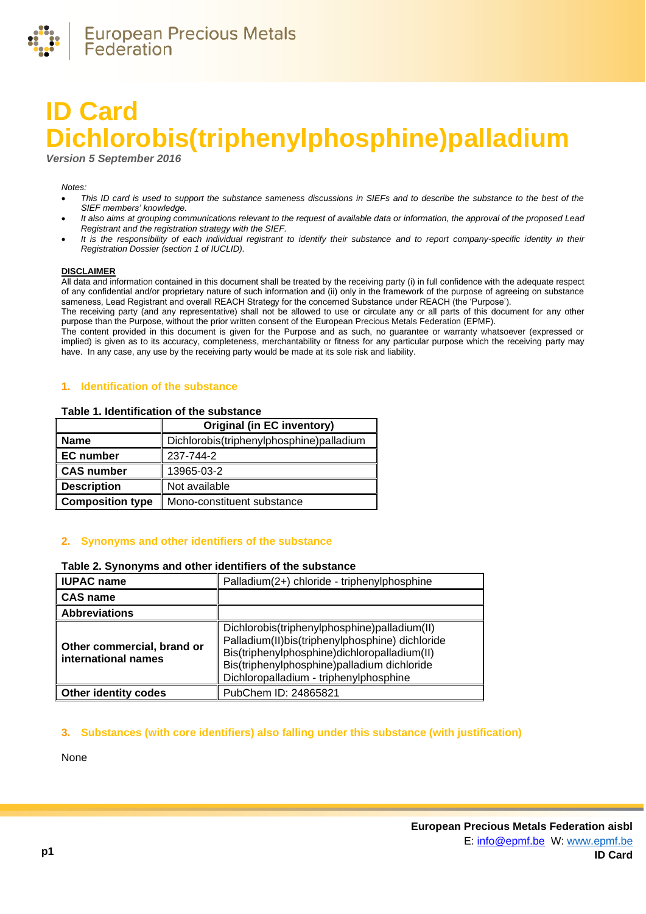# ID Card Dichlorobis(triphenylphosphine)palladium

*Version 5 September 2016*

*Notes:*

- *This ID card is used to support the substance sameness discussions in SIEFs and to describe the substance to the best of the SIEF members' knowledge.*
- *It also aims at grouping communications relevant to the request of available data or information, the approval of the proposed Lead Registrant and the registration strategy with the SIEF.*
- *It is the responsibility of each individual registrant to identify their substance and to report company-specific identity in their Registration Dossier (section 1 of IUCLID).*

**DISCLAIMER**

All data and information contained in this document shall be treated by the receiving party (i) in full confidence with the adequate respect of any confidential and/or proprietary nature of such information and (ii) only in the framework of the purpose of agreeing on substance sameness, Lead Registrant and overall REACH Strategy for the concerned Substance under REACH (the 'Purpose').

The receiving party (and any representative) shall not be allowed to use or circulate any or all parts of this document for any other purpose than the Purpose, without the prior written consent of the European Precious Metals Federation (EPMF).

The content provided in this document is given for the Purpose and as such, no guarantee or warranty whatsoever (expressed or implied) is given as to its accuracy, completeness, merchantability or fitness for any particular purpose which the receiving party may have. In any case, any use by the receiving party would be made at its sole risk and liability.

## 1. Identification of the substance

**Table 1. Identification of the substance**

| | Original (in EC inventory) |
|---|---|
| **Name** | Dichlorobis(triphenylphosphine)palladium |
| **EC number** | 237-744-2 |
| **CAS number** | 13965-03-2 |
| **Description** | Not available |
| **Composition type** | Mono-constituent substance |

## 2. Synonyms and other identifiers of the substance

**Table 2. Synonyms and other identifiers of the substance**

| | |
|---|---|
| **IUPAC name** | Palladium(2+) chloride - triphenylphosphine |
| **CAS name** | |
| **Abbreviations** | |
| **Other commercial, brand or international names** | Dichlorobis(triphenylphosphine)palladium(II)<br>Palladium(II)bis(triphenylphosphine) dichloride<br>Bis(triphenylphosphine)dichloropalladium(II)<br>Bis(triphenylphosphine)palladium dichloride<br>Dichloropalladium - triphenylphosphine |
| **Other identity codes** | PubChem ID: 24865821 |

## 3. Substances (with core identifiers) also falling under this substance (with justification)

None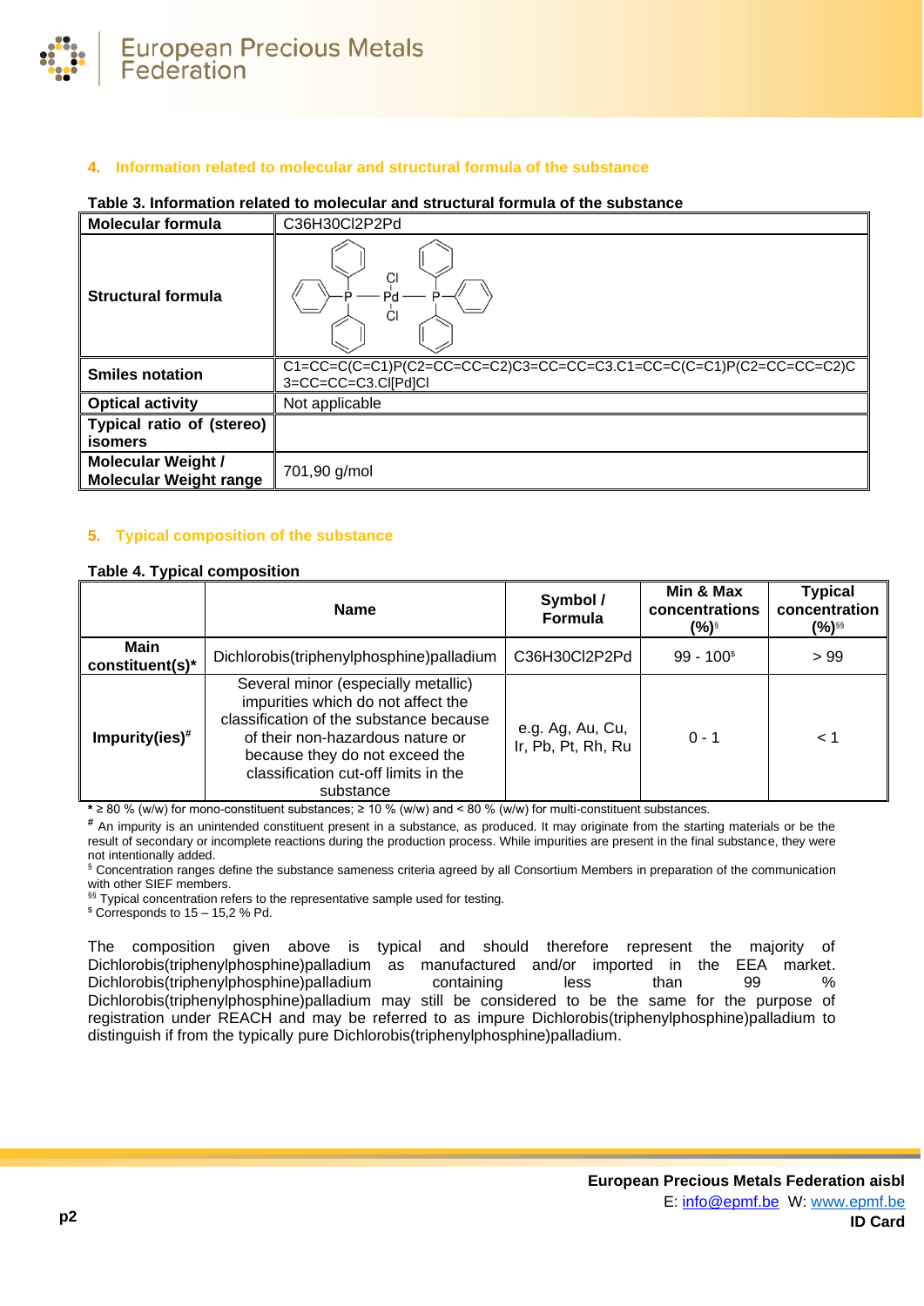## 4. Information related to molecular and structural formula of the substance

**Table 3. Information related to molecular and structural formula of the substance**

| **Molecular formula** | C36H30Cl2P2Pd |
|---|---|
| **Structural formula** | |
| **Smiles notation** | C1=CC=C(C=C1)P(C2=CC=CC=C2)C3=CC=CC=C3.C1=CC=C(C=C1)P(C2=CC=CC=C2)C3=CC=CC=C3.Cl[Pd]Cl |
| **Optical activity** | Not applicable |
| **Typical ratio of (stereo) isomers** | |
| **Molecular Weight / Molecular Weight range** | 701,90 g/mol |

## 5. Typical composition of the substance

**Table 4. Typical composition**

| | **Name** | **Symbol / Formula** | **Min & Max concentrations (%)[§]** | **Typical concentration (%)[§§]** |
|---|---|---|---|---|
| **Main constituent(s)*** | Dichlorobis(triphenylphosphine)palladium | C36H30Cl2P2Pd | 99 - 100[$] | > 99 |
| **Impurity(ies)[#]** | Several minor (especially metallic) impurities which do not affect the classification of the substance because of their non-hazardous nature or because they do not exceed the classification cut-off limits in the substance | e.g. Ag, Au, Cu, Ir, Pb, Pt, Rh, Ru | 0 - 1 | < 1 |

* ≥ 80 % (w/w) for mono-constituent substances; ≥ 10 % (w/w) and < 80 % (w/w) for multi-constituent substances.

[#] An impurity is an unintended constituent present in a substance, as produced. It may originate from the starting materials or be the result of secondary or incomplete reactions during the production process. While impurities are present in the final substance, they were not intentionally added.

[§] Concentration ranges define the substance sameness criteria agreed by all Consortium Members in preparation of the communication with other SIEF members.

[§§] Typical concentration refers to the representative sample used for testing.

[$] Corresponds to 15 – 15,2 % Pd.

The composition given above is typical and should therefore represent the majority of Dichlorobis(triphenylphosphine)palladium as manufactured and/or imported in the EEA market. Dichlorobis(triphenylphosphine)palladium containing less than 99 % Dichlorobis(triphenylphosphine)palladium may still be considered to be the same for the purpose of registration under REACH and may be referred to as impure Dichlorobis(triphenylphosphine)palladium to distinguish if from the typically pure Dichlorobis(triphenylphosphine)palladium.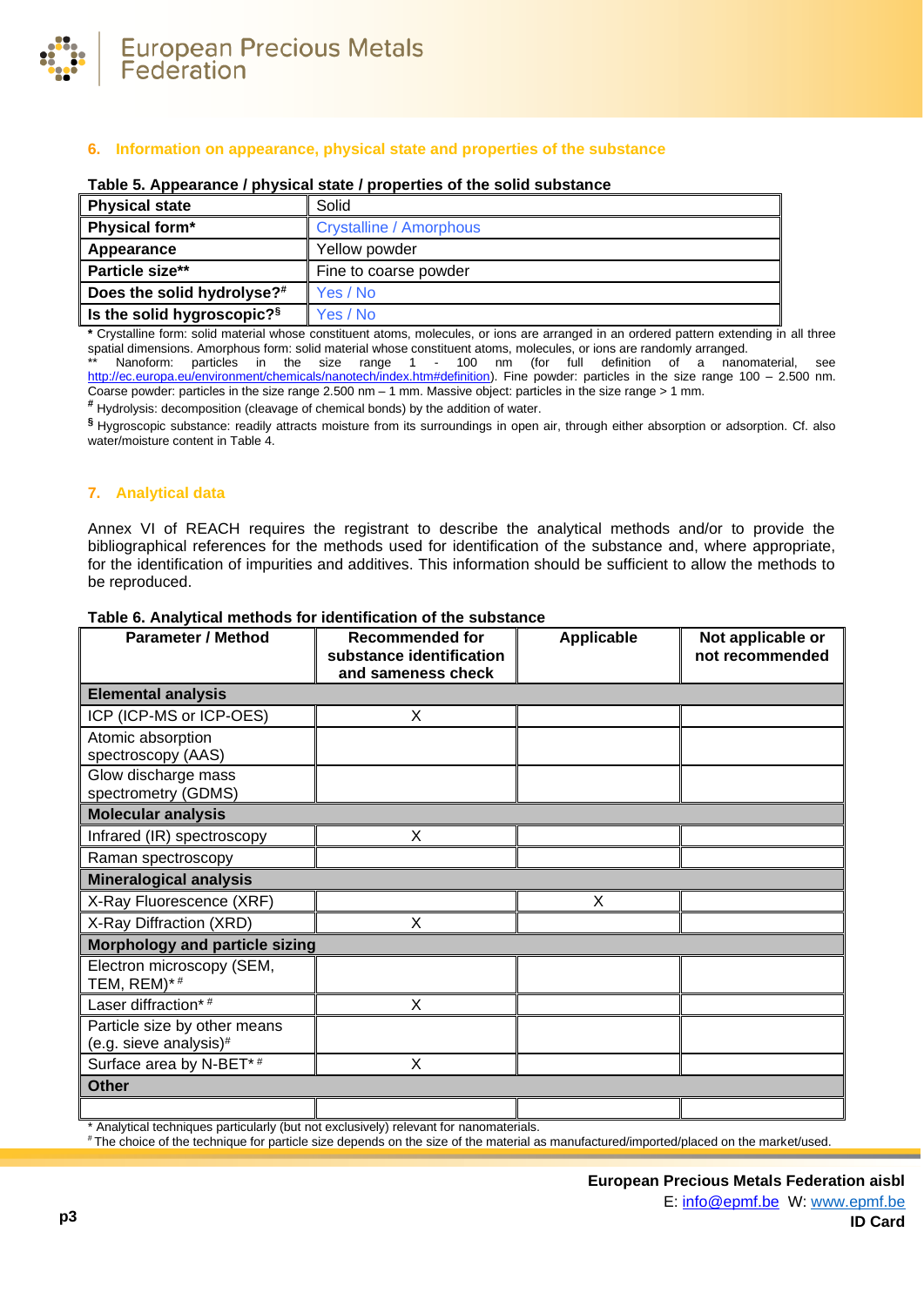## 6. Information on appearance, physical state and properties of the substance

**Table 5. Appearance / physical state / properties of the solid substance**

| **Physical state** | Solid |
|---|---|
| **Physical form*** | Crystalline / Amorphous |
| **Appearance** | Yellow powder |
| **Particle size**** | Fine to coarse powder |
| **Does the solid hydrolyse?#** | Yes / No |
| **Is the solid hygroscopic?§** | Yes / No |

\* Crystalline form: solid material whose constituent atoms, molecules, or ions are arranged in an ordered pattern extending in all three spatial dimensions. Amorphous form: solid material whose constituent atoms, molecules, or ions are randomly arranged.

** Nanoform: particles in the size range 1 - 100 nm (for full definition of a nanomaterial, see http://ec.europa.eu/environment/chemicals/nanotech/index.htm#definition). Fine powder: particles in the size range 100 – 2.500 nm. Coarse powder: particles in the size range 2.500 nm – 1 mm. Massive object: particles in the size range > 1 mm.

\# Hydrolysis: decomposition (cleavage of chemical bonds) by the addition of water.

§ Hygroscopic substance: readily attracts moisture from its surroundings in open air, through either absorption or adsorption. Cf. also water/moisture content in Table 4.

## 7. Analytical data

Annex VI of REACH requires the registrant to describe the analytical methods and/or to provide the bibliographical references for the methods used for identification of the substance and, where appropriate, for the identification of impurities and additives. This information should be sufficient to allow the methods to be reproduced.

**Table 6. Analytical methods for identification of the substance**

| Parameter / Method | Recommended for substance identification and sameness check | Applicable | Not applicable or not recommended |
|---|---|---|---|
| **Elemental analysis** | | | |
| ICP (ICP-MS or ICP-OES) | X | | |
| Atomic absorption spectroscopy (AAS) | | | |
| Glow discharge mass spectrometry (GDMS) | | | |
| **Molecular analysis** | | | |
| Infrared (IR) spectroscopy | X | | |
| Raman spectroscopy | | | |
| **Mineralogical analysis** | | | |
| X-Ray Fluorescence (XRF) | | X | |
| X-Ray Diffraction (XRD) | X | | |
| **Morphology and particle sizing** | | | |
| Electron microscopy (SEM, TEM, REM)* # | | | |
| Laser diffraction* # | X | | |
| Particle size by other means (e.g. sieve analysis)# | | | |
| Surface area by N-BET* # | X | | |
| **Other** | | | |
| | | | |

\* Analytical techniques particularly (but not exclusively) relevant for nanomaterials.

\# The choice of the technique for particle size depends on the size of the material as manufactured/imported/placed on the market/used.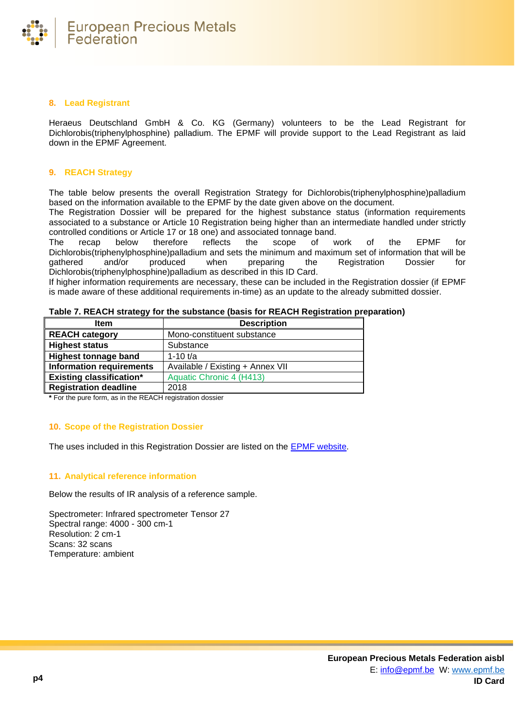## 8. Lead Registrant

Heraeus Deutschland GmbH & Co. KG (Germany) volunteers to be the Lead Registrant for Dichlorobis(triphenylphosphine) palladium. The EPMF will provide support to the Lead Registrant as laid down in the EPMF Agreement.

## 9. REACH Strategy

The table below presents the overall Registration Strategy for Dichlorobis(triphenylphosphine)palladium based on the information available to the EPMF by the date given above on the document.
The Registration Dossier will be prepared for the highest substance status (information requirements associated to a substance or Article 10 Registration being higher than an intermediate handled under strictly controlled conditions or Article 17 or 18 one) and associated tonnage band.
The recap below therefore reflects the scope of work of the EPMF for Dichlorobis(triphenylphosphine)palladium and sets the minimum and maximum set of information that will be gathered and/or produced when preparing the Registration Dossier for Dichlorobis(triphenylphosphine)palladium as described in this ID Card.
If higher information requirements are necessary, these can be included in the Registration dossier (if EPMF is made aware of these additional requirements in-time) as an update to the already submitted dossier.

**Table 7. REACH strategy for the substance (basis for REACH Registration preparation)**

| Item | Description |
|---|---|
| **REACH category** | Mono-constituent substance |
| **Highest status** | Substance |
| **Highest tonnage band** | 1-10 t/a |
| **Information requirements** | Available / Existing + Annex VII |
| **Existing classification*** | Aquatic Chronic 4 (H413) |
| **Registration deadline** | 2018 |

**\*** For the pure form, as in the REACH registration dossier

## 10. Scope of the Registration Dossier

The uses included in this Registration Dossier are listed on the EPMF website.

## 11. Analytical reference information

Below the results of IR analysis of a reference sample.

Spectrometer: Infrared spectrometer Tensor 27
Spectral range: 4000 - 300 cm-1
Resolution: 2 cm-1
Scans: 32 scans
Temperature: ambient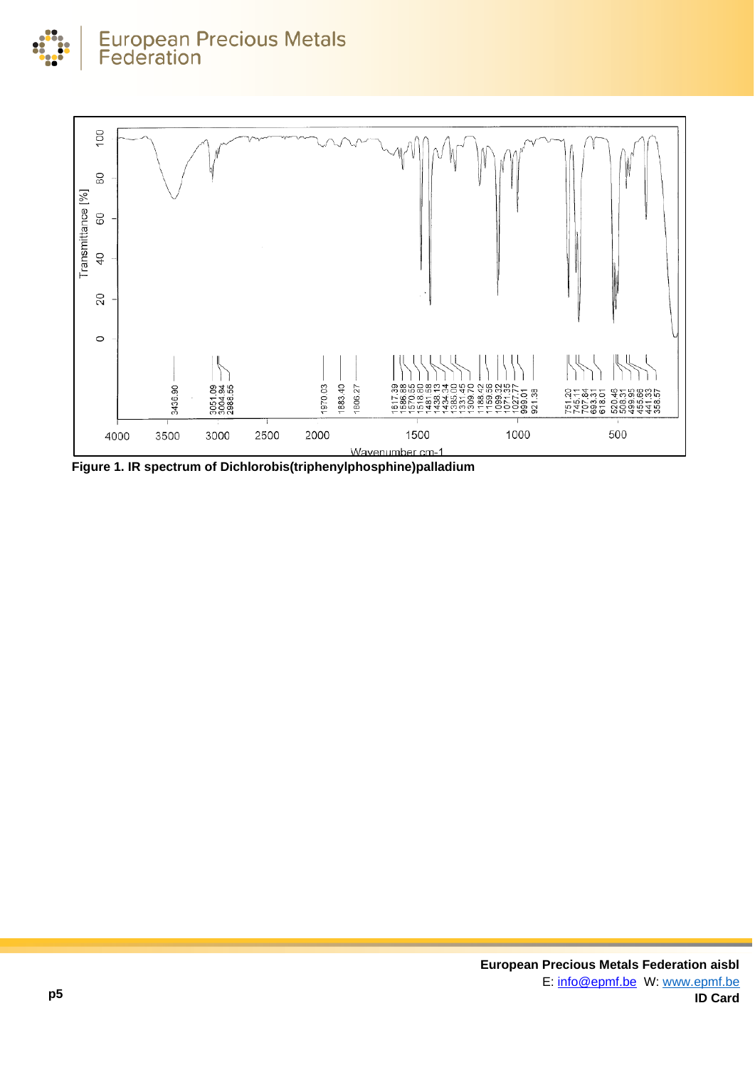Transmittance [%]

100
80
60
40
20
0

3436.90
3051.09
3004.94
2988.55
1970.03
1883.40
1806.27
1617.39
1586.88
1570.55
1518.80
1481.58
1438.13
1434.34
1385.00
1331.45
1309.70
1188.42
1159.56
1099.32
1071.35
1027.77
999.01
921.38
751.20
745.11
707.84
693.31
618.01
520.46
508.31
499.95
455.66
441.33
358.57

4000
3500
3000
2500
2000
1500
1000
500

Wavenumber cm-1

**Figure 1. IR spectrum of Dichlorobis(triphenylphosphine)palladium**